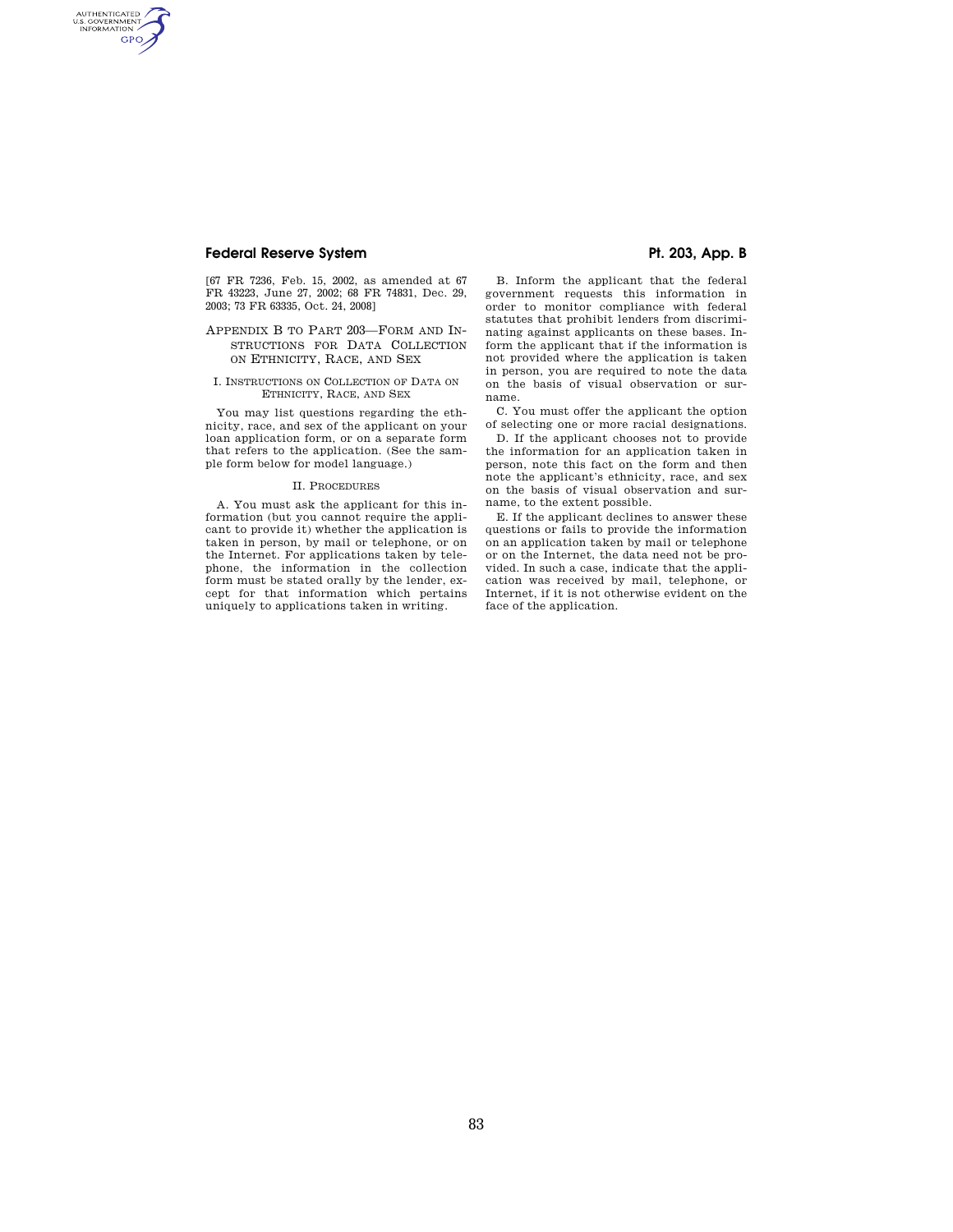[67 FR 7236, Feb. 15, 2002, as amended at 67 FR 43223, June 27, 2002; 68 FR 74831, Dec. 29, 2003; 73 FR 63335, Oct. 24, 2008]

## APPENDIX B TO PART 203—FORM AND INSTRUCTIONS FOR DATA COLLECTION ON ETHNICITY, RACE, AND SEX

### I. INSTRUCTIONS ON COLLECTION OF DATA ON ETHNICITY, RACE, AND SEX

You may list questions regarding the ethnicity, race, and sex of the applicant on your loan application form, or on a separate form that refers to the application. (See the sample form below for model language.)

### II. PROCEDURES

A. You must ask the applicant for this information (but you cannot require the applicant to provide it) whether the application is taken in person, by mail or telephone, or on the Internet. For applications taken by telephone, the information in the collection form must be stated orally by the lender, except for that information which pertains uniquely to applications taken in writing.

B. Inform the applicant that the federal government requests this information in order to monitor compliance with federal statutes that prohibit lenders from discriminating against applicants on these bases. Inform the applicant that if the information is not provided where the application is taken in person, you are required to note the data on the basis of visual observation or surname.

C. You must offer the applicant the option of selecting one or more racial designations.

D. If the applicant chooses not to provide the information for an application taken in person, note this fact on the form and then note the applicant's ethnicity, race, and sex on the basis of visual observation and surname, to the extent possible.

E. If the applicant declines to answer these questions or fails to provide the information on an application taken by mail or telephone or on the Internet, the data need not be provided. In such a case, indicate that the application was received by mail, telephone, or Internet, if it is not otherwise evident on the face of the application.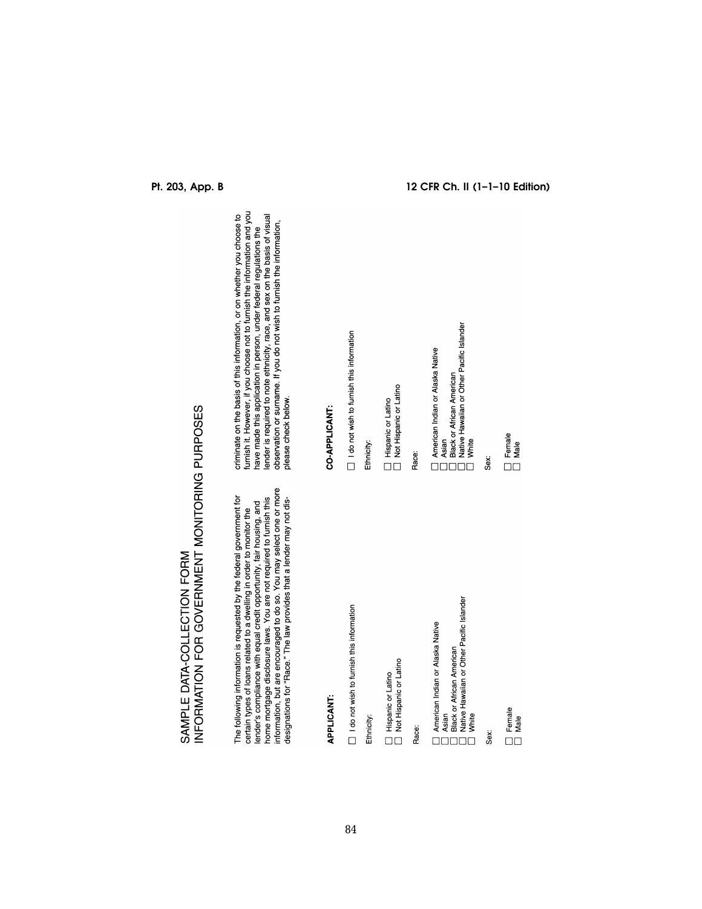# SAMPLE DATA-COLLECTION FORM

# INFORMATION FOR GOVERNMENT MONITORING PURPOSES

The following information is requested by the federal government for certain types of loans related to a dwelling in order to monitor the lender's compliance with equal credit opportunity, fair housing, and home mortgage disclosure laws. You are not required to furnish this information, but are encouraged to do so. You may select one or more designations for "Race." The law provides that a lender may not discriminate on the basis of this information, or on whether you choose to furnish it. However, if you choose not to furnish the information and you have made this application in person, under federal regulations the lender is required to note ethnicity, race, and sex on the basis of visual observation or surname. If you do not wish to furnish the information, please check below.

**APPLICANT:**

☐ I do not wish to furnish this information

Ethnicity:

☐ Hispanic or Latino
☐ Not Hispanic or Latino

Race:

☐ American Indian or Alaska Native
☐ Asian
☐ Black or African American
☐ Native Hawaiian or Other Pacific Islander
☐ White

Sex:

☐ Female
☐ Male

**CO-APPLICANT:**

☐ I do not wish to furnish this information

Ethnicity:

☐ Hispanic or Latino
☐ Not Hispanic or Latino

Race:

☐ American Indian or Alaska Native
☐ Asian
☐ Black or African American
☐ Native Hawaiian or Other Pacific Islander
☐ White

Sex:

☐ Female
☐ Male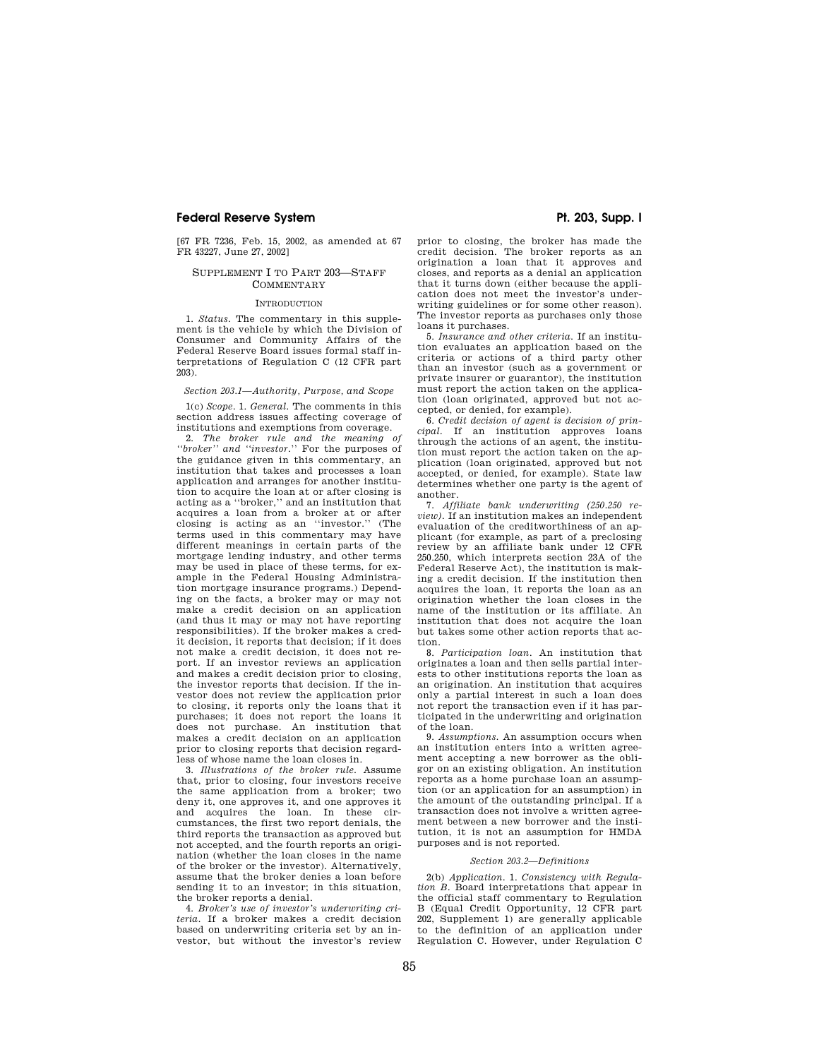[67 FR 7236, Feb. 15, 2002, as amended at 67 FR 43227, June 27, 2002]

## SUPPLEMENT I TO PART 203—STAFF COMMENTARY

### INTRODUCTION

1. *Status.* The commentary in this supplement is the vehicle by which the Division of Consumer and Community Affairs of the Federal Reserve Board issues formal staff interpretations of Regulation C (12 CFR part 203).

### *Section 203.1—Authority, Purpose, and Scope*

1(c) *Scope.* 1. *General.* The comments in this section address issues affecting coverage of institutions and exemptions from coverage.

2. *The broker rule and the meaning of ''broker'' and ''investor.''* For the purposes of the guidance given in this commentary, an institution that takes and processes a loan application and arranges for another institution to acquire the loan at or after closing is acting as a ''broker,'' and an institution that acquires a loan from a broker at or after closing is acting as an ''investor.'' (The terms used in this commentary may have different meanings in certain parts of the mortgage lending industry, and other terms may be used in place of these terms, for example in the Federal Housing Administration mortgage insurance programs.) Depending on the facts, a broker may or may not make a credit decision on an application (and thus it may or may not have reporting responsibilities). If the broker makes a credit decision, it reports that decision; if it does not make a credit decision, it does not report. If an investor reviews an application and makes a credit decision prior to closing, the investor reports that decision. If the investor does not review the application prior to closing, it reports only the loans that it purchases; it does not report the loans it does not purchase. An institution that makes a credit decision on an application prior to closing reports that decision regardless of whose name the loan closes in.

3. *Illustrations of the broker rule.* Assume that, prior to closing, four investors receive the same application from a broker; two deny it, one approves it, and one approves it and acquires the loan. In these circumstances, the first two report denials, the third reports the transaction as approved but not accepted, and the fourth reports an origination (whether the loan closes in the name of the broker or the investor). Alternatively, assume that the broker denies a loan before sending it to an investor; in this situation, the broker reports a denial.

4. *Broker's use of investor's underwriting criteria.* If a broker makes a credit decision based on underwriting criteria set by an investor, but without the investor's review prior to closing, the broker has made the credit decision. The broker reports as an origination a loan that it approves and closes, and reports as a denial an application that it turns down (either because the application does not meet the investor's underwriting guidelines or for some other reason). The investor reports as purchases only those loans it purchases.

5. *Insurance and other criteria.* If an institution evaluates an application based on the criteria or actions of a third party other than an investor (such as a government or private insurer or guarantor), the institution must report the action taken on the application (loan originated, approved but not accepted, or denied, for example).

6. *Credit decision of agent is decision of principal.* If an institution approves loans through the actions of an agent, the institution must report the action taken on the application (loan originated, approved but not accepted, or denied, for example). State law determines whether one party is the agent of another.

7. *Affiliate bank underwriting (250.250 review).* If an institution makes an independent evaluation of the creditworthiness of an applicant (for example, as part of a preclosing review by an affiliate bank under 12 CFR 250.250, which interprets section 23A of the Federal Reserve Act), the institution is making a credit decision. If the institution then acquires the loan, it reports the loan as an origination whether the loan closes in the name of the institution or its affiliate. An institution that does not acquire the loan but takes some other action reports that action.

8. *Participation loan.* An institution that originates a loan and then sells partial interests to other institutions reports the loan as an origination. An institution that acquires only a partial interest in such a loan does not report the transaction even if it has participated in the underwriting and origination of the loan.

9. *Assumptions.* An assumption occurs when an institution enters into a written agreement accepting a new borrower as the obligor on an existing obligation. An institution reports as a home purchase loan an assumption (or an application for an assumption) in the amount of the outstanding principal. If a transaction does not involve a written agreement between a new borrower and the institution, it is not an assumption for HMDA purposes and is not reported.

### *Section 203.2—Definitions*

2(b) *Application.* 1. *Consistency with Regulation B.* Board interpretations that appear in the official staff commentary to Regulation B (Equal Credit Opportunity, 12 CFR part 202, Supplement 1) are generally applicable to the definition of an application under Regulation C. However, under Regulation C